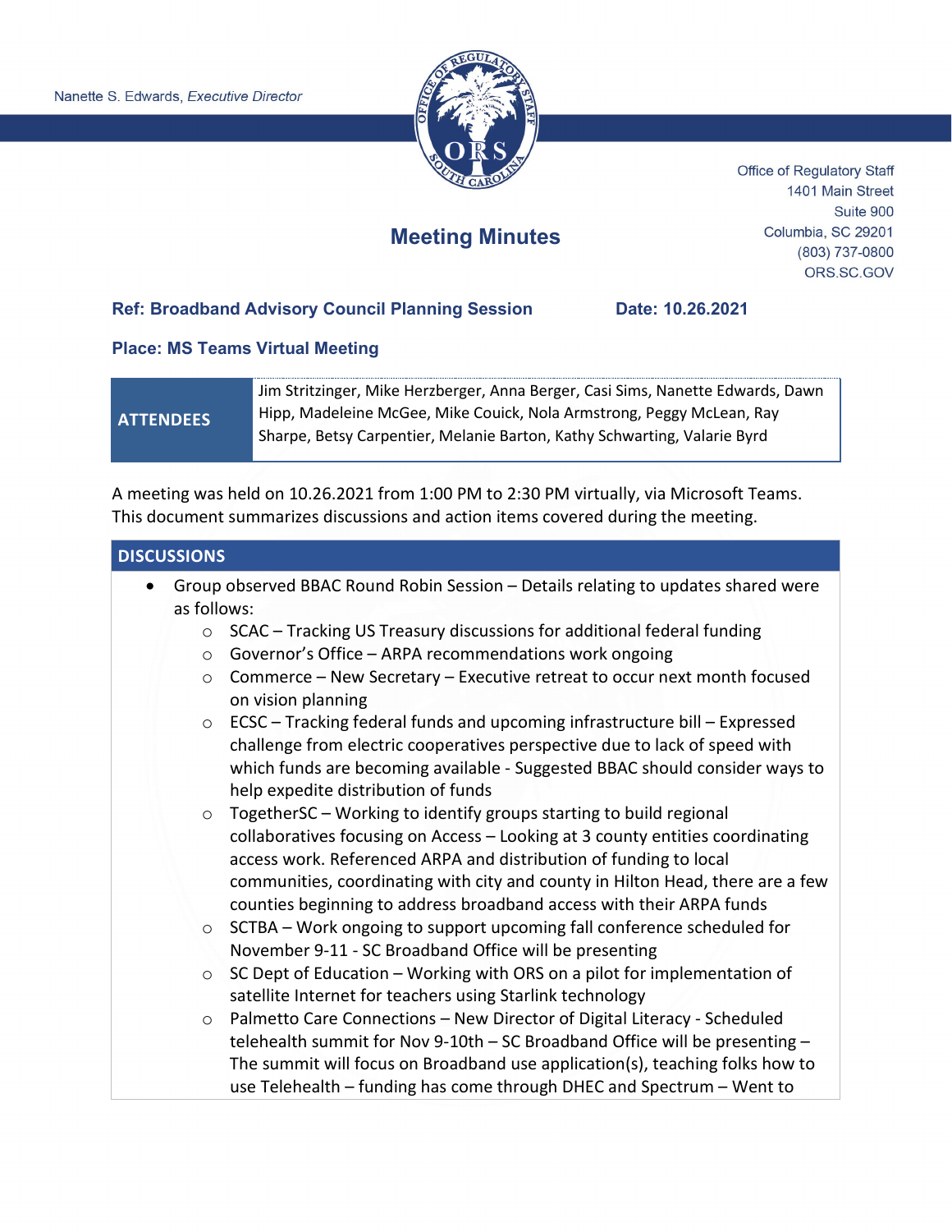Nanette S. Edwards, *Executive Director*

Office of Regulatory Staff
1401 Main Street
Suite 900
Columbia, SC 29201
(803) 737-0800
ORS.SC.GOV

# Meeting Minutes

**Ref: Broadband Advisory Council Planning Session** **Date: 10.26.2021**

**Place: MS Teams Virtual Meeting**

| ATTENDEES | Jim Stritzinger, Mike Herzberger, Anna Berger, Casi Sims, Nanette Edwards, Dawn Hipp, Madeleine McGee, Mike Couick, Nola Armstrong, Peggy McLean, Ray Sharpe, Betsy Carpentier, Melanie Barton, Kathy Schwarting, Valarie Byrd |
|---|---|

A meeting was held on 10.26.2021 from 1:00 PM to 2:30 PM virtually, via Microsoft Teams. This document summarizes discussions and action items covered during the meeting.

## DISCUSSIONS

- Group observed BBAC Round Robin Session – Details relating to updates shared were as follows:
  - SCAC – Tracking US Treasury discussions for additional federal funding
  - Governor's Office – ARPA recommendations work ongoing
  - Commerce – New Secretary – Executive retreat to occur next month focused on vision planning
  - ECSC – Tracking federal funds and upcoming infrastructure bill – Expressed challenge from electric cooperatives perspective due to lack of speed with which funds are becoming available - Suggested BBAC should consider ways to help expedite distribution of funds
  - TogetherSC – Working to identify groups starting to build regional collaboratives focusing on Access – Looking at 3 county entities coordinating access work. Referenced ARPA and distribution of funding to local communities, coordinating with city and county in Hilton Head, there are a few counties beginning to address broadband access with their ARPA funds
  - SCTBA – Work ongoing to support upcoming fall conference scheduled for November 9-11 - SC Broadband Office will be presenting
  - SC Dept of Education – Working with ORS on a pilot for implementation of satellite Internet for teachers using Starlink technology
  - Palmetto Care Connections – New Director of Digital Literacy - Scheduled telehealth summit for Nov 9-10th – SC Broadband Office will be presenting – The summit will focus on Broadband use application(s), teaching folks how to use Telehealth – funding has come through DHEC and Spectrum – Went to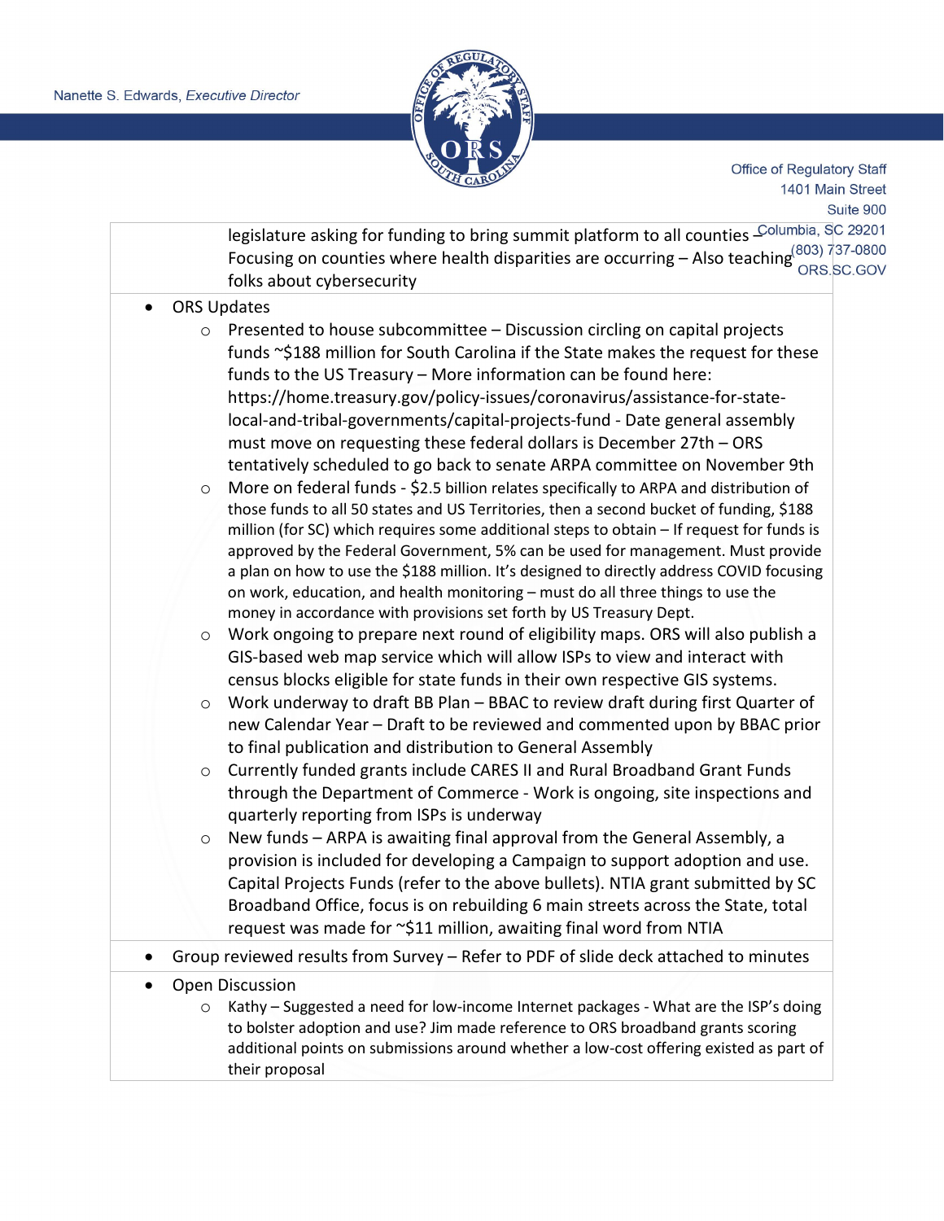legislature asking for funding to bring summit platform to all counties – Focusing on counties where health disparities are occurring – Also teaching folks about cybersecurity

- ORS Updates
  - Presented to house subcommittee – Discussion circling on capital projects funds ~$188 million for South Carolina if the State makes the request for these funds to the US Treasury – More information can be found here: https://home.treasury.gov/policy-issues/coronavirus/assistance-for-state-local-and-tribal-governments/capital-projects-fund - Date general assembly must move on requesting these federal dollars is December 27th – ORS tentatively scheduled to go back to senate ARPA committee on November 9th
  - More on federal funds - $2.5 billion relates specifically to ARPA and distribution of those funds to all 50 states and US Territories, then a second bucket of funding, $188 million (for SC) which requires some additional steps to obtain – If request for funds is approved by the Federal Government, 5% can be used for management. Must provide a plan on how to use the $188 million. It's designed to directly address COVID focusing on work, education, and health monitoring – must do all three things to use the money in accordance with provisions set forth by US Treasury Dept.
  - Work ongoing to prepare next round of eligibility maps. ORS will also publish a GIS-based web map service which will allow ISPs to view and interact with census blocks eligible for state funds in their own respective GIS systems.
  - Work underway to draft BB Plan – BBAC to review draft during first Quarter of new Calendar Year – Draft to be reviewed and commented upon by BBAC prior to final publication and distribution to General Assembly
  - Currently funded grants include CARES II and Rural Broadband Grant Funds through the Department of Commerce - Work is ongoing, site inspections and quarterly reporting from ISPs is underway
  - New funds – ARPA is awaiting final approval from the General Assembly, a provision is included for developing a Campaign to support adoption and use. Capital Projects Funds (refer to the above bullets). NTIA grant submitted by SC Broadband Office, focus is on rebuilding 6 main streets across the State, total request was made for ~$11 million, awaiting final word from NTIA
- Group reviewed results from Survey – Refer to PDF of slide deck attached to minutes
- Open Discussion
  - Kathy – Suggested a need for low-income Internet packages - What are the ISP's doing to bolster adoption and use? Jim made reference to ORS broadband grants scoring additional points on submissions around whether a low-cost offering existed as part of their proposal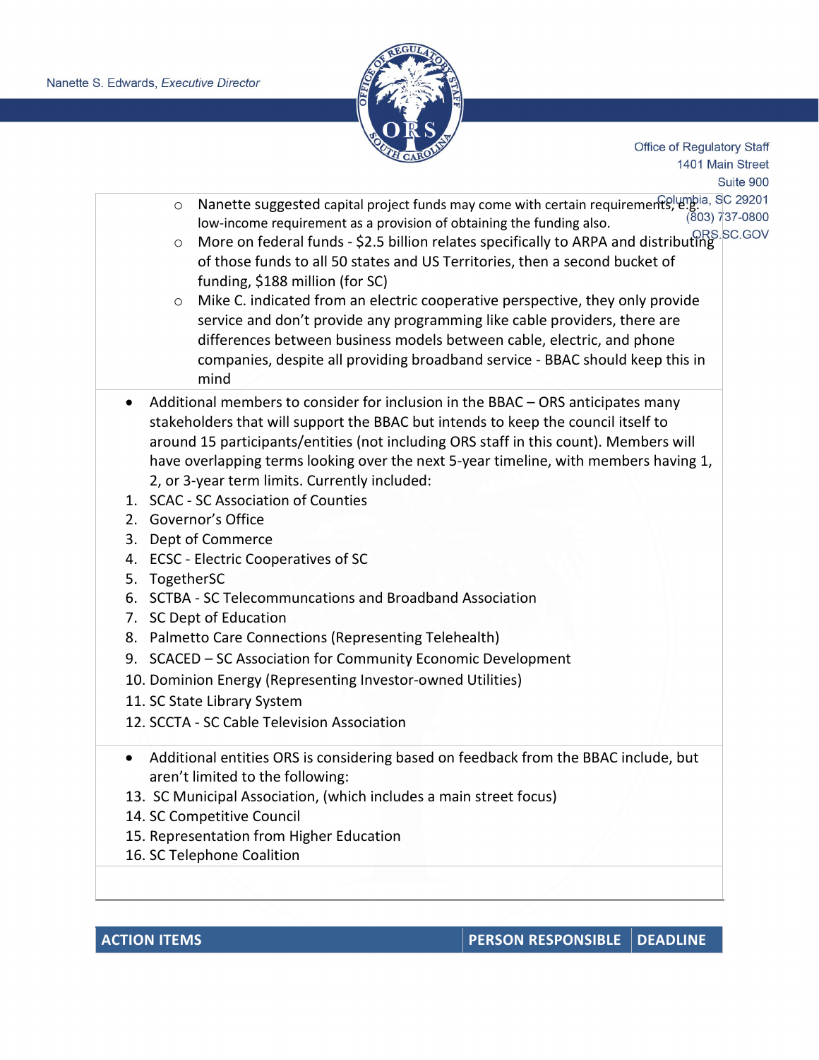- Nanette suggested capital project funds may come with certain requirements, e.g. low-income requirement as a provision of obtaining the funding also.
- More on federal funds - $2.5 billion relates specifically to ARPA and distributing of those funds to all 50 states and US Territories, then a second bucket of funding, $188 million (for SC)
- Mike C. indicated from an electric cooperative perspective, they only provide service and don't provide any programming like cable providers, there are differences between business models between cable, electric, and phone companies, despite all providing broadband service - BBAC should keep this in mind

- Additional members to consider for inclusion in the BBAC – ORS anticipates many stakeholders that will support the BBAC but intends to keep the council itself to around 15 participants/entities (not including ORS staff in this count). Members will have overlapping terms looking over the next 5-year timeline, with members having 1, 2, or 3-year term limits. Currently included:

1. SCAC - SC Association of Counties
2. Governor's Office
3. Dept of Commerce
4. ECSC - Electric Cooperatives of SC
5. TogetherSC
6. SCTBA - SC Telecommuncations and Broadband Association
7. SC Dept of Education
8. Palmetto Care Connections (Representing Telehealth)
9. SCACED – SC Association for Community Economic Development
10. Dominion Energy (Representing Investor-owned Utilities)
11. SC State Library System
12. SCCTA - SC Cable Television Association

- Additional entities ORS is considering based on feedback from the BBAC include, but aren't limited to the following:

13. SC Municipal Association, (which includes a main street focus)
14. SC Competitive Council
15. Representation from Higher Education
16. SC Telephone Coalition

| ACTION ITEMS | PERSON RESPONSIBLE | DEADLINE |
| --- | --- | --- |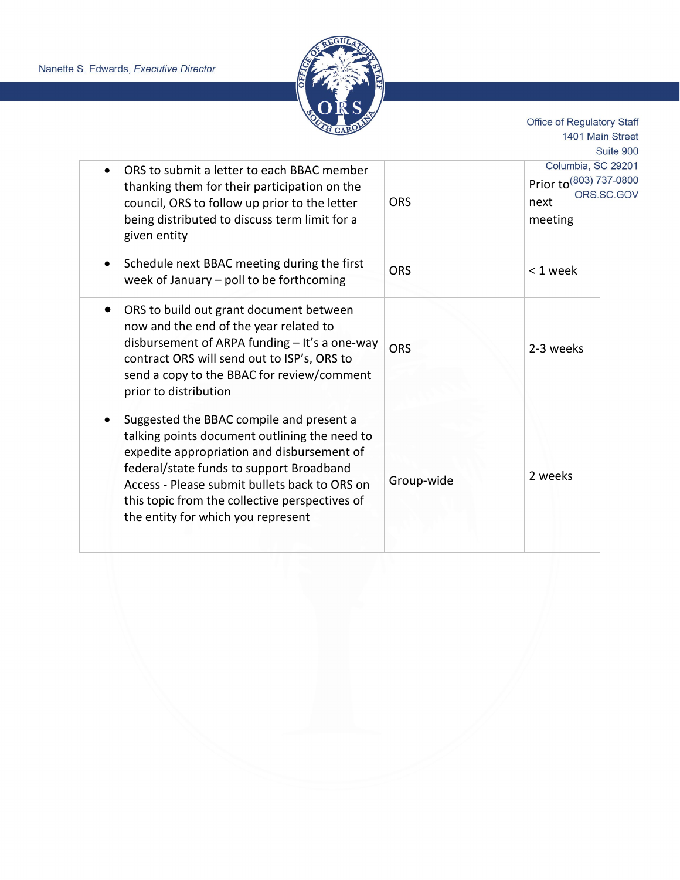| | | |
|---|---|---|
| • ORS to submit a letter to each BBAC member thanking them for their participation on the council, ORS to follow up prior to the letter being distributed to discuss term limit for a given entity | ORS | Prior to next meeting |
| • Schedule next BBAC meeting during the first week of January – poll to be forthcoming | ORS | < 1 week |
| • ORS to build out grant document between now and the end of the year related to disbursement of ARPA funding – It's a one-way contract ORS will send out to ISP's, ORS to send a copy to the BBAC for review/comment prior to distribution | ORS | 2-3 weeks |
| • Suggested the BBAC compile and present a talking points document outlining the need to expedite appropriation and disbursement of federal/state funds to support Broadband Access - Please submit bullets back to ORS on this topic from the collective perspectives of the entity for which you represent | Group-wide | 2 weeks |